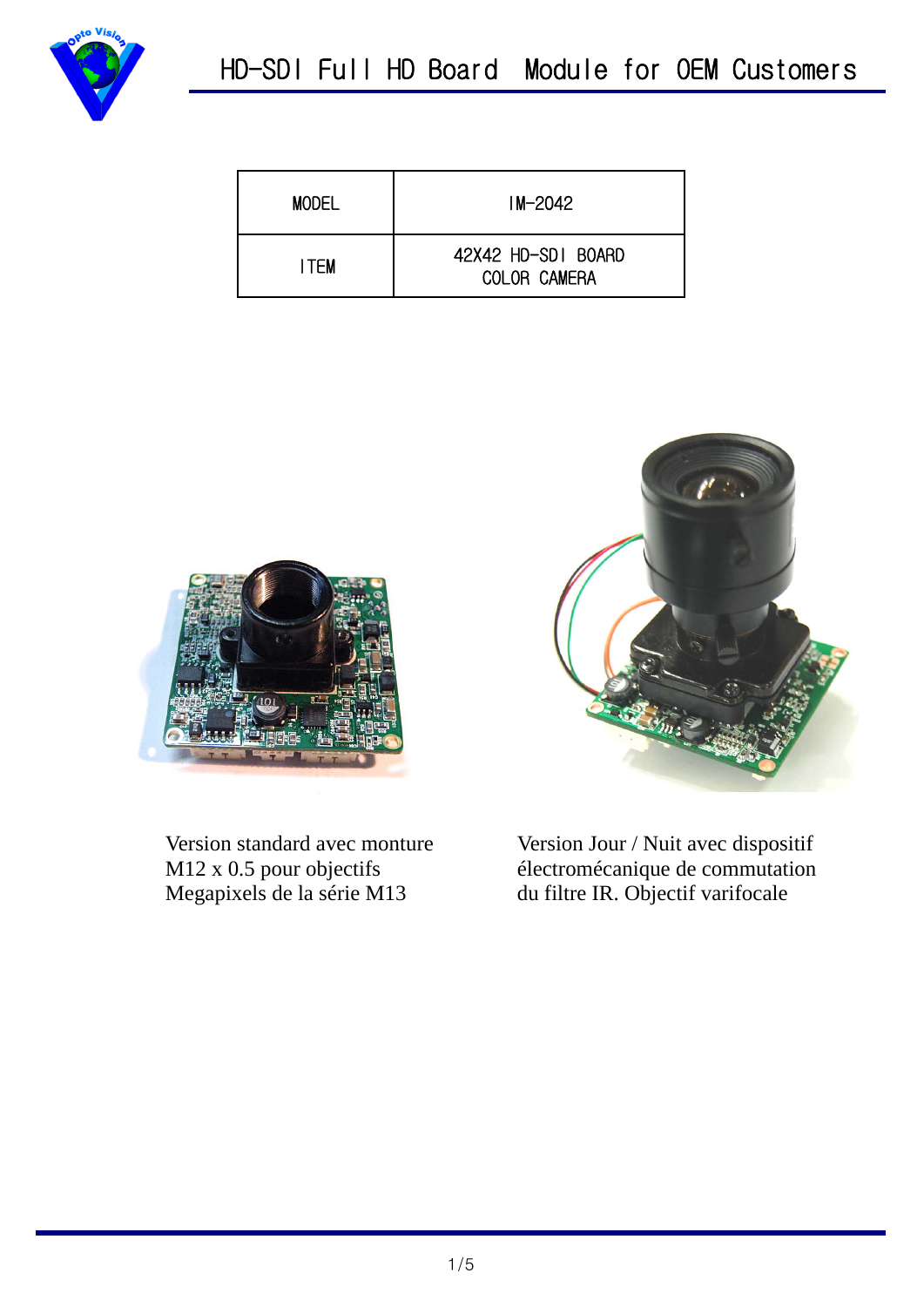# HD-SDI Full HD Board Module for OEM Customers

| MODEL | IM-2042 |
| --- | --- |
| ITEM | 42X42 HD-SDI BOARD COLOR CAMERA |

Version standard avec monture M12 x 0.5 pour objectifs Megapixels de la série M13

Version Jour / Nuit avec dispositif électromécanique de commutation du filtre IR. Objectif varifocale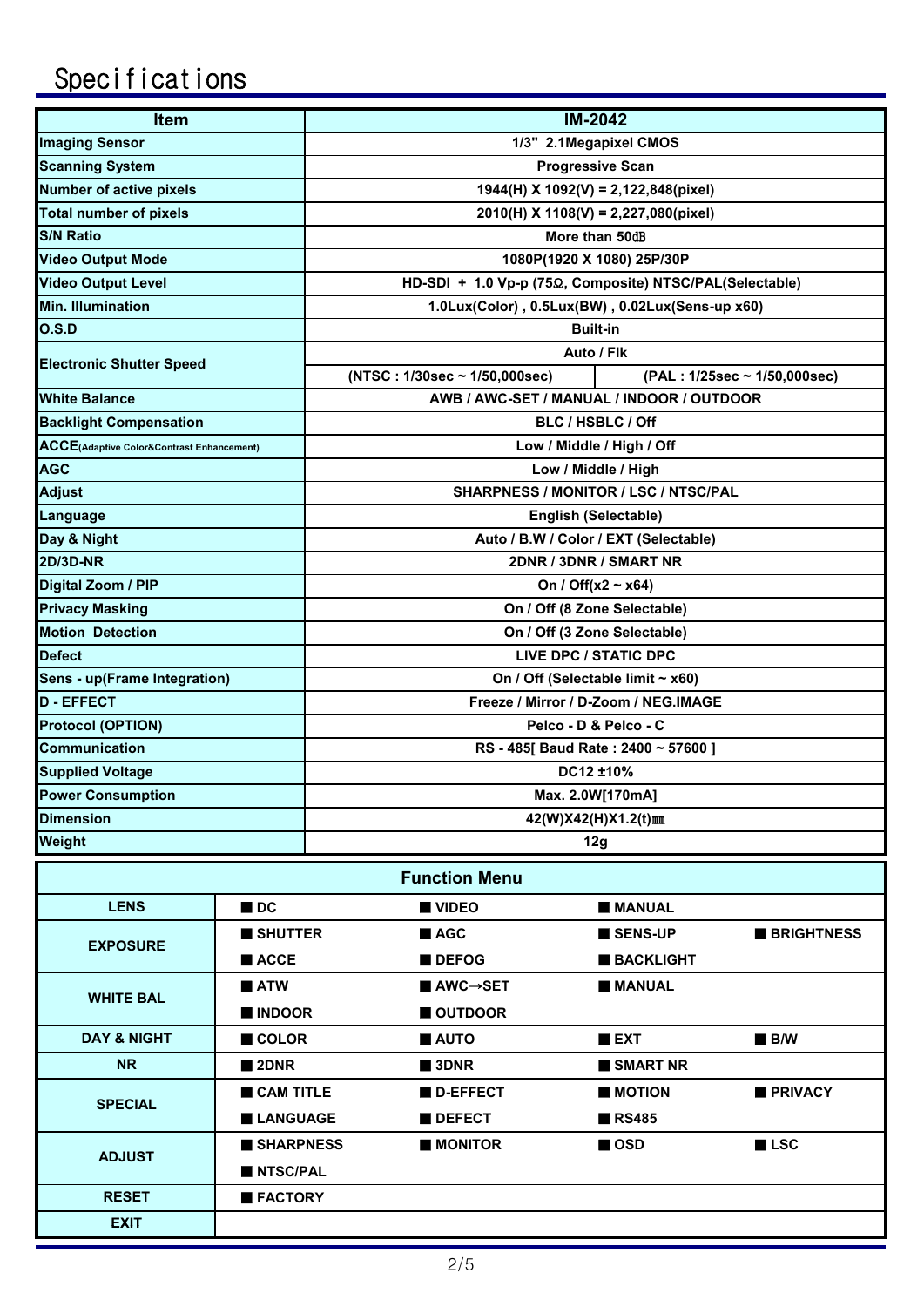# Specifications

| Item | IM-2042 | |
|---|---|---|
| Imaging Sensor | 1/3" 2.1Megapixel CMOS | |
| Scanning System | Progressive Scan | |
| Number of active pixels | 1944(H) X 1092(V) = 2,122,848(pixel) | |
| Total number of pixels | 2010(H) X 1108(V) = 2,227,080(pixel) | |
| S/N Ratio | More than 50㏈ | |
| Video Output Mode | 1080P(1920 X 1080) 25P/30P | |
| Video Output Level | HD-SDI + 1.0 Vp-p (75Ω, Composite) NTSC/PAL(Selectable) | |
| Min. Illumination | 1.0Lux(Color) , 0.5Lux(BW) , 0.02Lux(Sens-up x60) | |
| O.S.D | Built-in | |
| Electronic Shutter Speed | Auto / Flk | |
| | (NTSC : 1/30sec ~ 1/50,000sec) | (PAL : 1/25sec ~ 1/50,000sec) |
| White Balance | AWB / AWC-SET / MANUAL / INDOOR / OUTDOOR | |
| Backlight Compensation | BLC / HSBLC / Off | |
| ACCE(Adaptive Color&Contrast Enhancement) | Low / Middle / High / Off | |
| AGC | Low / Middle / High | |
| Adjust | SHARPNESS / MONITOR / LSC / NTSC/PAL | |
| Language | English (Selectable) | |
| Day & Night | Auto / B.W / Color / EXT (Selectable) | |
| 2D/3D-NR | 2DNR / 3DNR / SMART NR | |
| Digital Zoom / PIP | On / Off(x2 ~ x64) | |
| Privacy Masking | On / Off (8 Zone Selectable) | |
| Motion Detection | On / Off (3 Zone Selectable) | |
| Defect | LIVE DPC / STATIC DPC | |
| Sens - up(Frame Integration) | On / Off (Selectable limit ~ x60) | |
| D - EFFECT | Freeze / Mirror / D-Zoom / NEG.IMAGE | |
| Protocol (OPTION) | Pelco - D & Pelco - C | |
| Communication | RS - 485[ Baud Rate : 2400 ~ 57600 ] | |
| Supplied Voltage | DC12 ±10% | |
| Power Consumption | Max. 2.0W[170mA] | |
| Dimension | 42(W)X42(H)X1.2(t)㎜ | |
| Weight | 12g | |

| Function Menu | | | | |
|---|---|---|---|---|
| LENS | ■ DC | ■ VIDEO | ■ MANUAL | |
| EXPOSURE | ■ SHUTTER | ■ AGC | ■ SENS-UP | ■ BRIGHTNESS |
| | ■ ACCE | ■ DEFOG | ■ BACKLIGHT | |
| WHITE BAL | ■ ATW | ■ AWC→SET | ■ MANUAL | |
| | ■ INDOOR | ■ OUTDOOR | | |
| DAY & NIGHT | ■ COLOR | ■ AUTO | ■ EXT | ■ B/W |
| NR | ■ 2DNR | ■ 3DNR | ■ SMART NR | |
| SPECIAL | ■ CAM TITLE | ■ D-EFFECT | ■ MOTION | ■ PRIVACY |
| | ■ LANGUAGE | ■ DEFECT | ■ RS485 | |
| ADJUST | ■ SHARPNESS | ■ MONITOR | ■ OSD | ■ LSC |
| | ■ NTSC/PAL | | | |
| RESET | ■ FACTORY | | | |
| EXIT | | | | |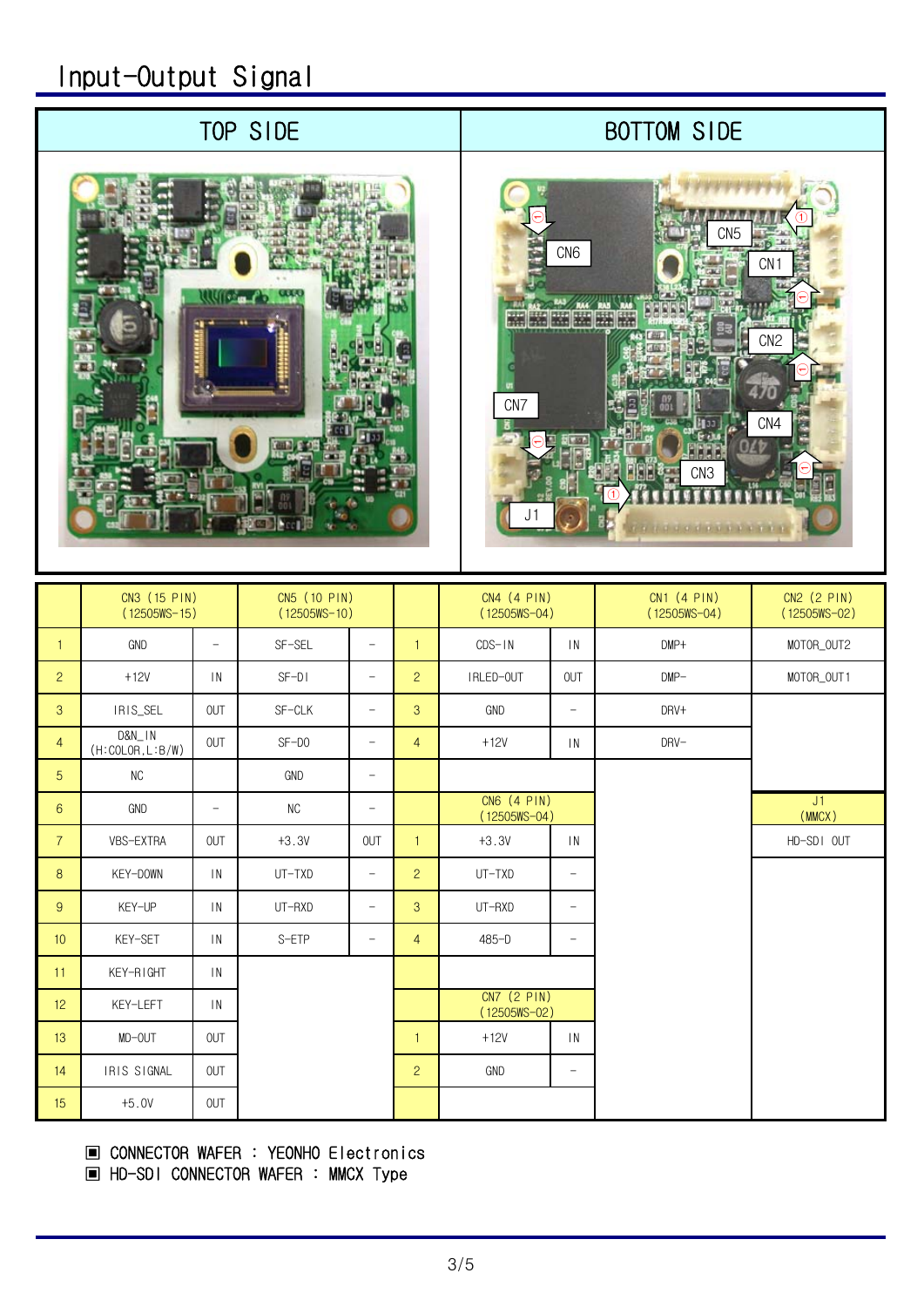# Input-Output Signal

| TOP SIDE | BOTTOM SIDE |
|---|---|

| | CN3 (15 PIN) (12505WS-15) | | CN5 (10 PIN) (12505WS-10) | | | CN4 (4 PIN) (12505WS-04) | | CN1 (4 PIN) (12505WS-04) | CN2 (2 PIN) (12505WS-02) |
|---|---|---|---|---|---|---|---|---|---|
| 1 | GND | - | SF-SEL | - | 1 | CDS-IN | IN | DMP+ | MOTOR_OUT2 |
| 2 | +12V | IN | SF-DI | - | 2 | IRLED-OUT | OUT | DMP- | MOTOR_OUT1 |
| 3 | IRIS_SEL | OUT | SF-CLK | - | 3 | GND | - | DRV+ | |
| 4 | D&N_IN (H:COLOR,L:B/W) | OUT | SF-DO | - | 4 | +12V | IN | DRV- | |
| 5 | NC | | GND | - | | | | | |
| 6 | GND | - | NC | - | | CN6 (4 PIN) (12505WS-04) | | | J1 (MMCX) |
| 7 | VBS-EXTRA | OUT | +3.3V | OUT | 1 | +3.3V | IN | | HD-SDI OUT |
| 8 | KEY-DOWN | IN | UT-TXD | - | 2 | UT-TXD | - | | |
| 9 | KEY-UP | IN | UT-RXD | - | 3 | UT-RXD | - | | |
| 10 | KEY-SET | IN | S-ETP | - | 4 | 485-D | - | | |
| 11 | KEY-RIGHT | IN | | | | | | | |
| 12 | KEY-LEFT | IN | | | | CN7 (2 PIN) (12505WS-02) | | | |
| 13 | MD-OUT | OUT | | | 1 | +12V | IN | | |
| 14 | IRIS SIGNAL | OUT | | | 2 | GND | - | | |
| 15 | +5.0V | OUT | | | | | | | |

▣ CONNECTOR WAFER : YEONHO Electronics
▣ HD-SDI CONNECTOR WAFER : MMCX Type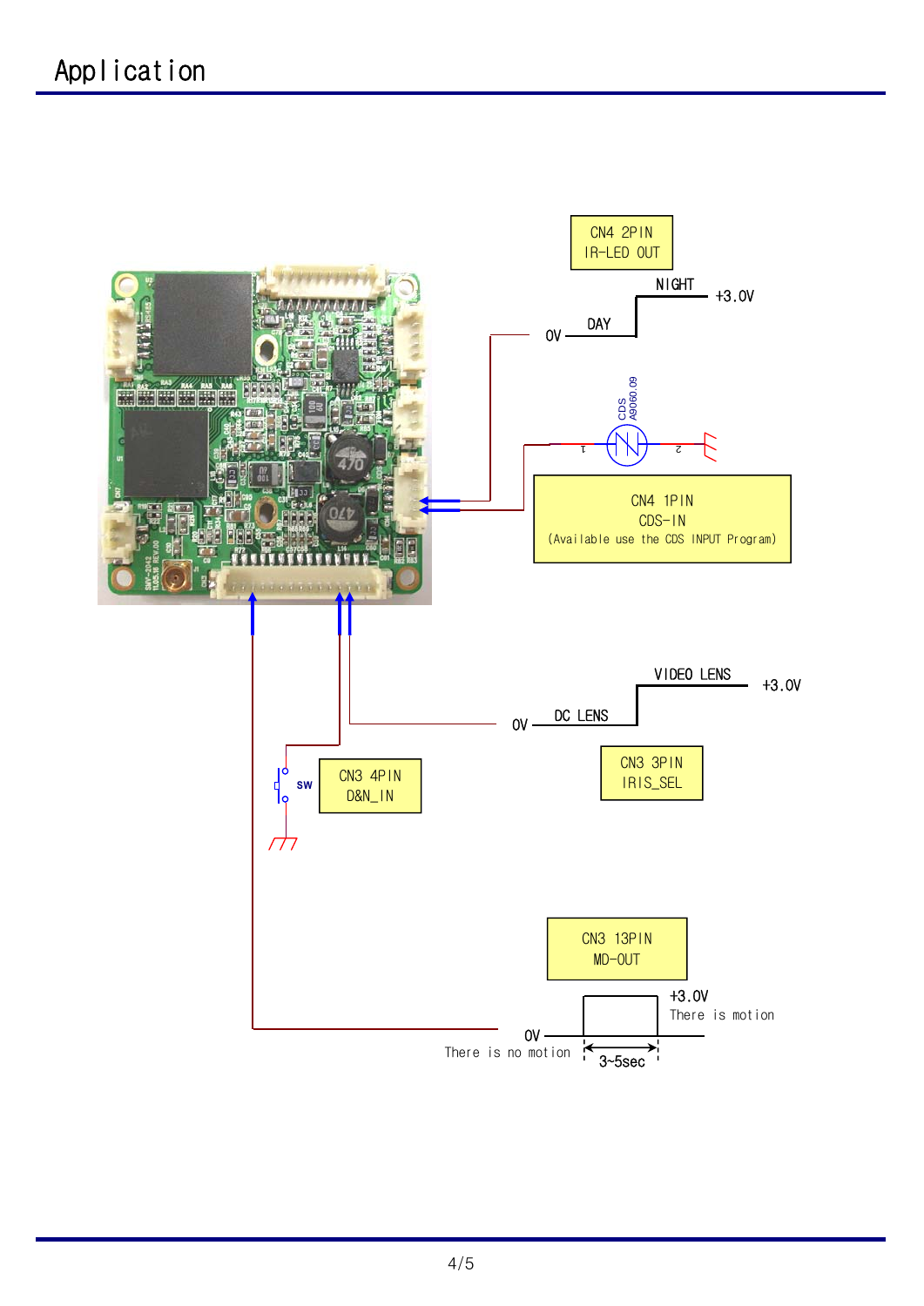# Application

CN4 2PIN
IR-LED OUT

NIGHT +3.0V
0V DAY

CDS
A9060.09

CN4 1PIN
CDS-IN
(Available use the CDS INPUT Program)

VIDEO LENS +3.0V
0V DC LENS

CN3 3PIN
IRIS_SEL

SW

CN3 4PIN
D&N_IN

CN3 13PIN
MD-OUT

+3.0V
There is motion

0V
There is no motion

3~5sec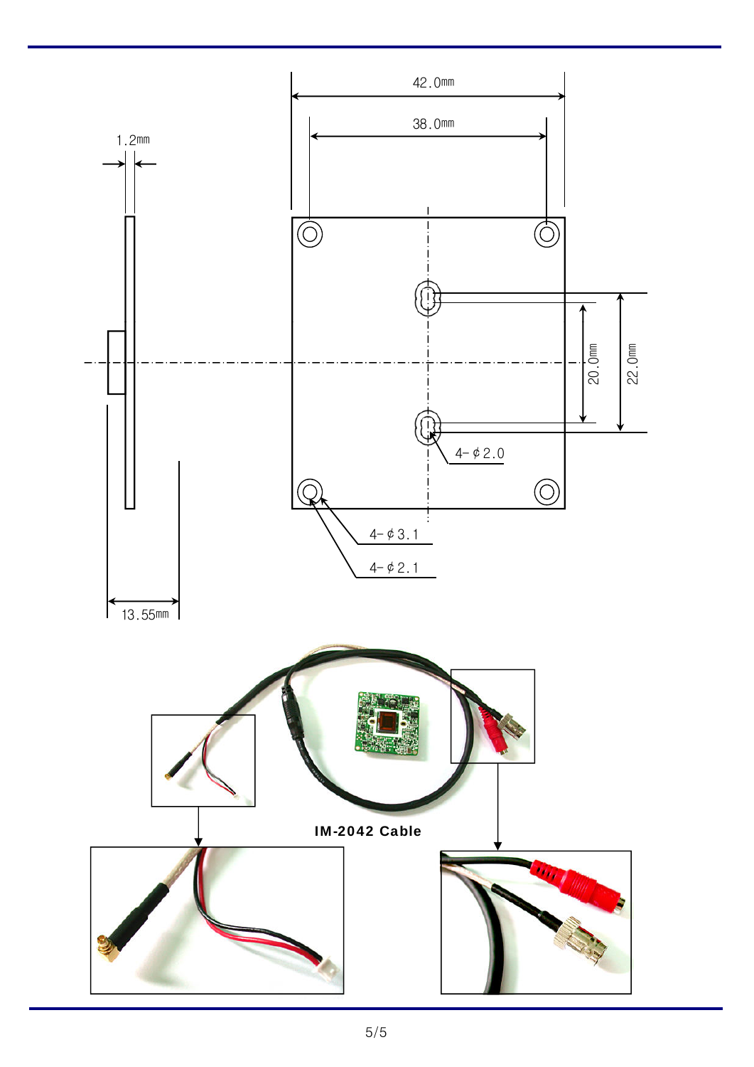42.0mm

38.0mm

1.2mm

20.0mm

22.0mm

4-ϕ2.0

4-ϕ3.1

4-ϕ2.1

13.55mm

**IM-2042 Cable**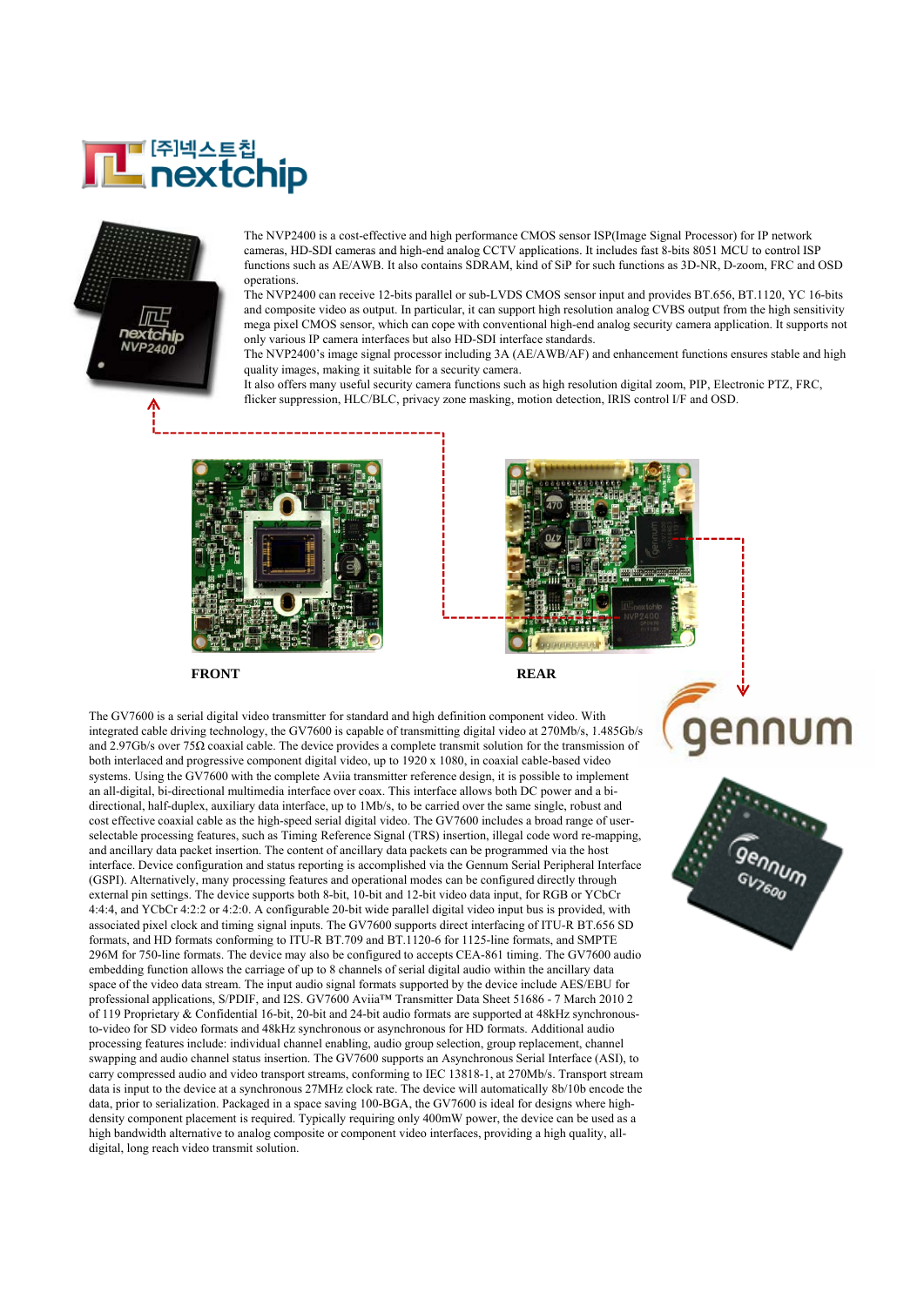[주]넥스트칩 nextchip

The NVP2400 is a cost-effective and high performance CMOS sensor ISP(Image Signal Processor) for IP network cameras, HD-SDI cameras and high-end analog CCTV applications. It includes fast 8-bits 8051 MCU to control ISP functions such as AE/AWB. It also contains SDRAM, kind of SiP for such functions as 3D-NR, D-zoom, FRC and OSD operations.

The NVP2400 can receive 12-bits parallel or sub-LVDS CMOS sensor input and provides BT.656, BT.1120, YC 16-bits and composite video as output. In particular, it can support high resolution analog CVBS output from the high sensitivity mega pixel CMOS sensor, which can cope with conventional high-end analog security camera application. It supports not only various IP camera interfaces but also HD-SDI interface standards.

The NVP2400's image signal processor including 3A (AE/AWB/AF) and enhancement functions ensures stable and high quality images, making it suitable for a security camera.

It also offers many useful security camera functions such as high resolution digital zoom, PIP, Electronic PTZ, FRC, flicker suppression, HLC/BLC, privacy zone masking, motion detection, IRIS control I/F and OSD.

**FRONT** **REAR**

gennum

The GV7600 is a serial digital video transmitter for standard and high definition component video. With integrated cable driving technology, the GV7600 is capable of transmitting digital video at 270Mb/s, 1.485Gb/s and 2.97Gb/s over 75Ω coaxial cable. The device provides a complete transmit solution for the transmission of both interlaced and progressive component digital video, up to 1920 x 1080, in coaxial cable-based video systems. Using the GV7600 with the complete Aviia transmitter reference design, it is possible to implement an all-digital, bi-directional multimedia interface over coax. This interface allows both DC power and a bi-directional, half-duplex, auxiliary data interface, up to 1Mb/s, to be carried over the same single, robust and cost effective coaxial cable as the high-speed serial digital video. The GV7600 includes a broad range of user-selectable processing features, such as Timing Reference Signal (TRS) insertion, illegal code word re-mapping, and ancillary data packet insertion. The content of ancillary data packets can be programmed via the host interface. Device configuration and status reporting is accomplished via the Gennum Serial Peripheral Interface (GSPI). Alternatively, many processing features and operational modes can be configured directly through external pin settings. The device supports both 8-bit, 10-bit and 12-bit video data input, for RGB or YCbCr 4:4:4, and YCbCr 4:2:2 or 4:2:0. A configurable 20-bit wide parallel digital video input bus is provided, with associated pixel clock and timing signal inputs. The GV7600 supports direct interfacing of ITU-R BT.656 SD formats, and HD formats conforming to ITU-R BT.709 and BT.1120-6 for 1125-line formats, and SMPTE 296M for 750-line formats. The device may also be configured to accepts CEA-861 timing. The GV7600 audio embedding function allows the carriage of up to 8 channels of serial digital audio within the ancillary data space of the video data stream. The input audio signal formats supported by the device include AES/EBU for professional applications, S/PDIF, and I2S. GV7600 Aviia™ Transmitter Data Sheet 51686 - 7 March 2010 2 of 119 Proprietary & Confidential 16-bit, 20-bit and 24-bit audio formats are supported at 48kHz synchronous-to-video for SD video formats and 48kHz synchronous or asynchronous for HD formats. Additional audio processing features include: individual channel enabling, audio group selection, group replacement, channel swapping and audio channel status insertion. The GV7600 supports an Asynchronous Serial Interface (ASI), to carry compressed audio and video transport streams, conforming to IEC 13818-1, at 270Mb/s. Transport stream data is input to the device at a synchronous 27MHz clock rate. The device will automatically 8b/10b encode the data, prior to serialization. Packaged in a space saving 100-BGA, the GV7600 is ideal for designs where high-density component placement is required. Typically requiring only 400mW power, the device can be used as a high bandwidth alternative to analog composite or component video interfaces, providing a high quality, all-digital, long reach video transmit solution.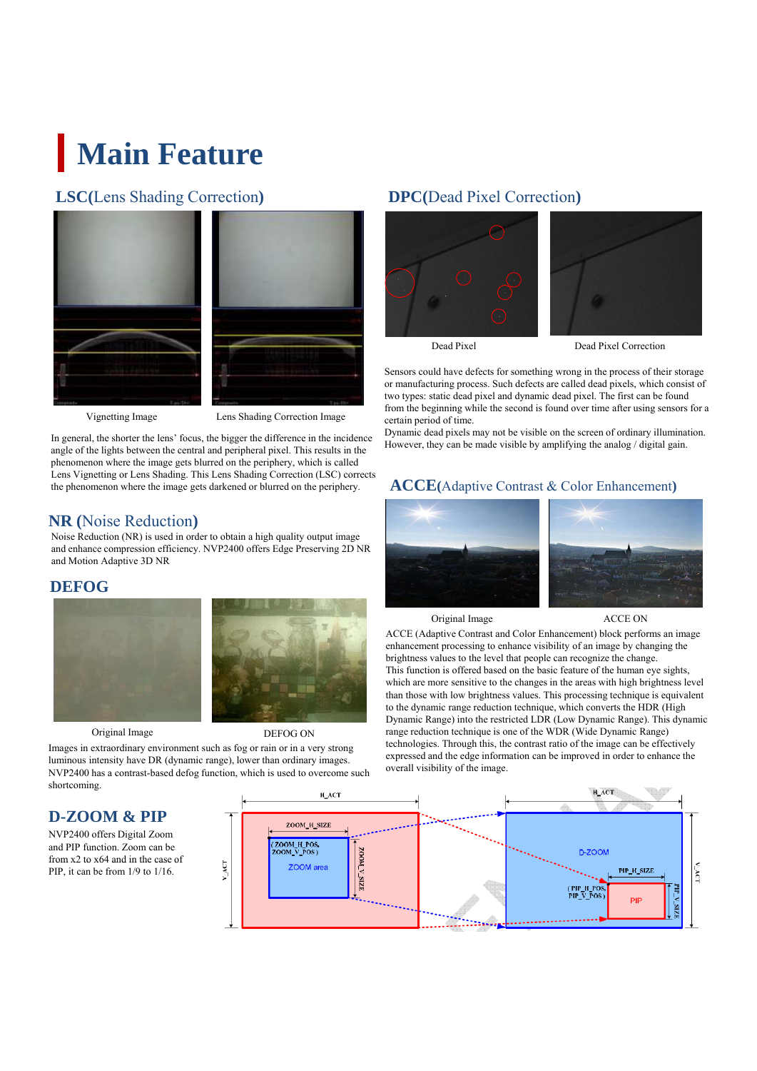# Main Feature

## LSC(Lens Shading Correction)

Vignetting Image

Lens Shading Correction Image

In general, the shorter the lens' focus, the bigger the difference in the incidence angle of the lights between the central and peripheral pixel. This results in the phenomenon where the image gets blurred on the periphery, which is called Lens Vignetting or Lens Shading. This Lens Shading Correction (LSC) corrects the phenomenon where the image gets darkened or blurred on the periphery.

## NR (Noise Reduction)

Noise Reduction (NR) is used in order to obtain a high quality output image and enhance compression efficiency. NVP2400 offers Edge Preserving 2D NR and Motion Adaptive 3D NR

## DEFOG

Original Image

DEFOG ON

Images in extraordinary environment such as fog or rain or in a very strong luminous intensity have DR (dynamic range), lower than ordinary images. NVP2400 has a contrast-based defog function, which is used to overcome such shortcoming.

## D-ZOOM & PIP

NVP2400 offers Digital Zoom and PIP function. Zoom can be from x2 to x64 and in the case of PIP, it can be from 1/9 to 1/16.

H_ACT
V_ACT
ZOOM_H_SIZE
(ZOOM_H_POS, ZOOM_V_POS)
ZOOM area
ZOOM_V_SIZE
H_ACT
V_ACT
D-ZOOM
PIP_H_SIZE
(PIP_H_POS, PIP_V_POS)
PIP
PIP_V_SIZE

## DPC(Dead Pixel Correction)

Dead Pixel

Dead Pixel Correction

Sensors could have defects for something wrong in the process of their storage or manufacturing process. Such defects are called dead pixels, which consist of two types: static dead pixel and dynamic dead pixel. The first can be found from the beginning while the second is found over time after using sensors for a certain period of time.

Dynamic dead pixels may not be visible on the screen of ordinary illumination. However, they can be made visible by amplifying the analog / digital gain.

## ACCE(Adaptive Contrast & Color Enhancement)

Original Image

ACCE ON

ACCE (Adaptive Contrast and Color Enhancement) block performs an image enhancement processing to enhance visibility of an image by changing the brightness values to the level that people can recognize the change.

This function is offered based on the basic feature of the human eye sights, which are more sensitive to the changes in the areas with high brightness level than those with low brightness values. This processing technique is equivalent to the dynamic range reduction technique, which converts the HDR (High Dynamic Range) into the restricted LDR (Low Dynamic Range). This dynamic range reduction technique is one of the WDR (Wide Dynamic Range) technologies. Through this, the contrast ratio of the image can be effectively expressed and the edge information can be improved in order to enhance the overall visibility of the image.